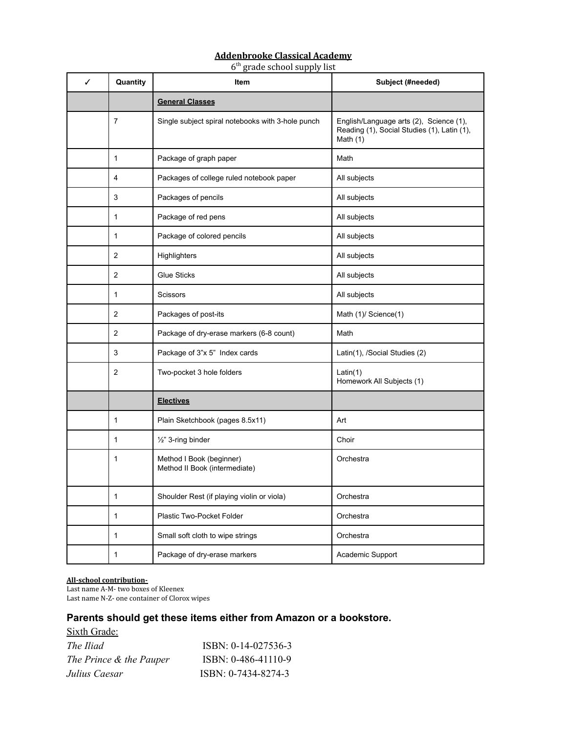# Addenbrooke Classical Academy

6th grade school supply list

| ✓ | Quantity | Item | Subject (#needed) |
|---|---|---|---|
| | | **General Classes** | |
| | 7 | Single subject spiral notebooks with 3-hole punch | English/Language arts (2), Science (1), Reading (1), Social Studies (1), Latin (1), Math (1) |
| | 1 | Package of graph paper | Math |
| | 4 | Packages of college ruled notebook paper | All subjects |
| | 3 | Packages of pencils | All subjects |
| | 1 | Package of red pens | All subjects |
| | 1 | Package of colored pencils | All subjects |
| | 2 | Highlighters | All subjects |
| | 2 | Glue Sticks | All subjects |
| | 1 | Scissors | All subjects |
| | 2 | Packages of post-its | Math (1)/ Science(1) |
| | 2 | Package of dry-erase markers (6-8 count) | Math |
| | 3 | Package of 3"x 5" Index cards | Latin(1), /Social Studies (2) |
| | 2 | Two-pocket 3 hole folders | Latin(1)<br>Homework All Subjects (1) |
| | | **Electives** | |
| | 1 | Plain Sketchbook (pages 8.5x11) | Art |
| | 1 | ½" 3-ring binder | Choir |
| | 1 | Method I Book (beginner)<br>Method II Book (intermediate) | Orchestra |
| | 1 | Shoulder Rest (if playing violin or viola) | Orchestra |
| | 1 | Plastic Two-Pocket Folder | Orchestra |
| | 1 | Small soft cloth to wipe strings | Orchestra |
| | 1 | Package of dry-erase markers | Academic Support |

**All-school contribution-**

Last name A-M- two boxes of Kleenex
Last name N-Z- one container of Clorox wipes

## Parents should get these items either from Amazon or a bookstore.

Sixth Grade:

*The Iliad* ISBN: 0-14-027536-3
*The Prince & the Pauper* ISBN: 0-486-41110-9
*Julius Caesar* ISBN: 0-7434-8274-3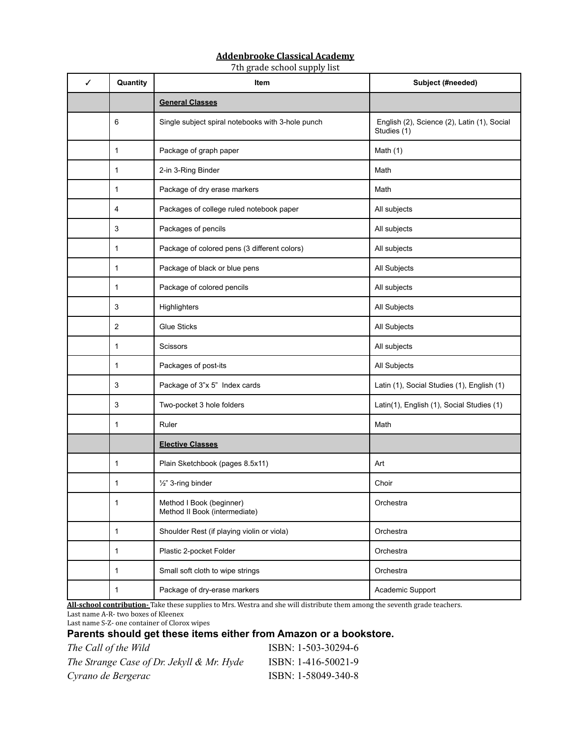**Addenbrooke Classical Academy**

7th grade school supply list

| ✓ | Quantity | Item | Subject (#needed) |
|---|---|---|---|
| | | **General Classes** | |
| | 6 | Single subject spiral notebooks with 3-hole punch | English (2), Science (2), Latin (1), Social Studies (1) |
| | 1 | Package of graph paper | Math (1) |
| | 1 | 2-in 3-Ring Binder | Math |
| | 1 | Package of dry erase markers | Math |
| | 4 | Packages of college ruled notebook paper | All subjects |
| | 3 | Packages of pencils | All subjects |
| | 1 | Package of colored pens (3 different colors) | All subjects |
| | 1 | Package of black or blue pens | All Subjects |
| | 1 | Package of colored pencils | All subjects |
| | 3 | Highlighters | All Subjects |
| | 2 | Glue Sticks | All Subjects |
| | 1 | Scissors | All subjects |
| | 1 | Packages of post-its | All Subjects |
| | 3 | Package of 3"x 5" Index cards | Latin (1), Social Studies (1), English (1) |
| | 3 | Two-pocket 3 hole folders | Latin(1), English (1), Social Studies (1) |
| | 1 | Ruler | Math |
| | | **Elective Classes** | |
| | 1 | Plain Sketchbook (pages 8.5x11) | Art |
| | 1 | ½" 3-ring binder | Choir |
| | 1 | Method I Book (beginner)<br>Method II Book (intermediate) | Orchestra |
| | 1 | Shoulder Rest (if playing violin or viola) | Orchestra |
| | 1 | Plastic 2-pocket Folder | Orchestra |
| | 1 | Small soft cloth to wipe strings | Orchestra |
| | 1 | Package of dry-erase markers | Academic Support |

**All-school contribution-** Take these supplies to Mrs. Westra and she will distribute them among the seventh grade teachers.

Last name A-R- two boxes of Kleenex

Last name S-Z- one container of Clorox wipes

**Parents should get these items either from Amazon or a bookstore.**

*The Call of the Wild* ISBN: 1-503-30294-6

*The Strange Case of Dr. Jekyll & Mr. Hyde* ISBN: 1-416-50021-9

*Cyrano de Bergerac* ISBN: 1-58049-340-8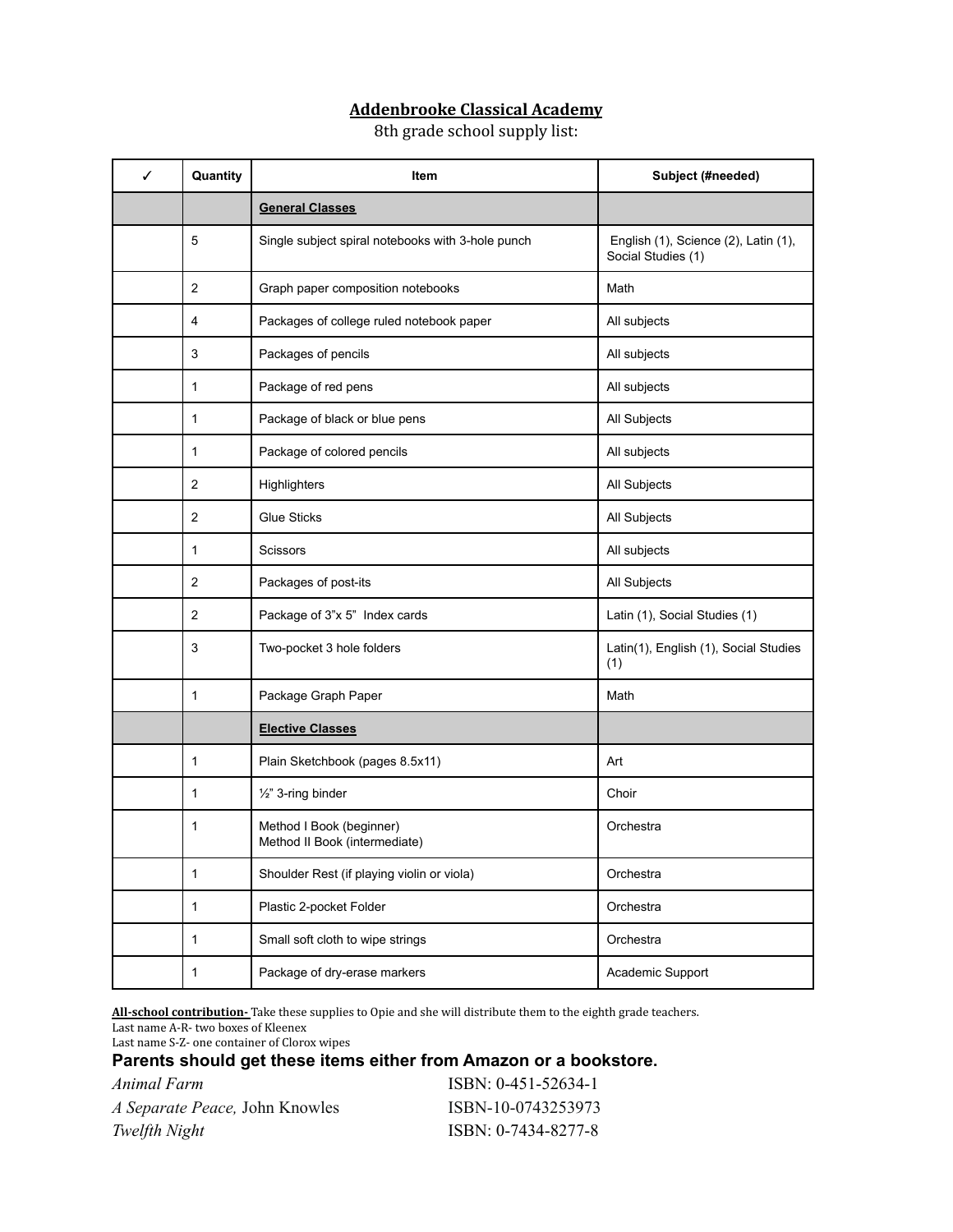# Addenbrooke Classical Academy

8th grade school supply list:

| ✓ | Quantity | Item | Subject (#needed) |
|---|---|---|---|
| | | **General Classes** | |
| | 5 | Single subject spiral notebooks with 3-hole punch | English (1), Science (2), Latin (1), Social Studies (1) |
| | 2 | Graph paper composition notebooks | Math |
| | 4 | Packages of college ruled notebook paper | All subjects |
| | 3 | Packages of pencils | All subjects |
| | 1 | Package of red pens | All subjects |
| | 1 | Package of black or blue pens | All Subjects |
| | 1 | Package of colored pencils | All subjects |
| | 2 | Highlighters | All Subjects |
| | 2 | Glue Sticks | All Subjects |
| | 1 | Scissors | All subjects |
| | 2 | Packages of post-its | All Subjects |
| | 2 | Package of 3"x 5" Index cards | Latin (1), Social Studies (1) |
| | 3 | Two-pocket 3 hole folders | Latin(1), English (1), Social Studies (1) |
| | 1 | Package Graph Paper | Math |
| | | **Elective Classes** | |
| | 1 | Plain Sketchbook (pages 8.5x11) | Art |
| | 1 | ½" 3-ring binder | Choir |
| | 1 | Method I Book (beginner)<br>Method II Book (intermediate) | Orchestra |
| | 1 | Shoulder Rest (if playing violin or viola) | Orchestra |
| | 1 | Plastic 2-pocket Folder | Orchestra |
| | 1 | Small soft cloth to wipe strings | Orchestra |
| | 1 | Package of dry-erase markers | Academic Support |

**All-school contribution-** Take these supplies to Opie and she will distribute them to the eighth grade teachers.
Last name A-R- two boxes of Kleenex
Last name S-Z- one container of Clorox wipes

**Parents should get these items either from Amazon or a bookstore.**

*Animal Farm* ISBN: 0-451-52634-1
*A Separate Peace,* John Knowles ISBN-10-0743253973
*Twelfth Night* ISBN: 0-7434-8277-8